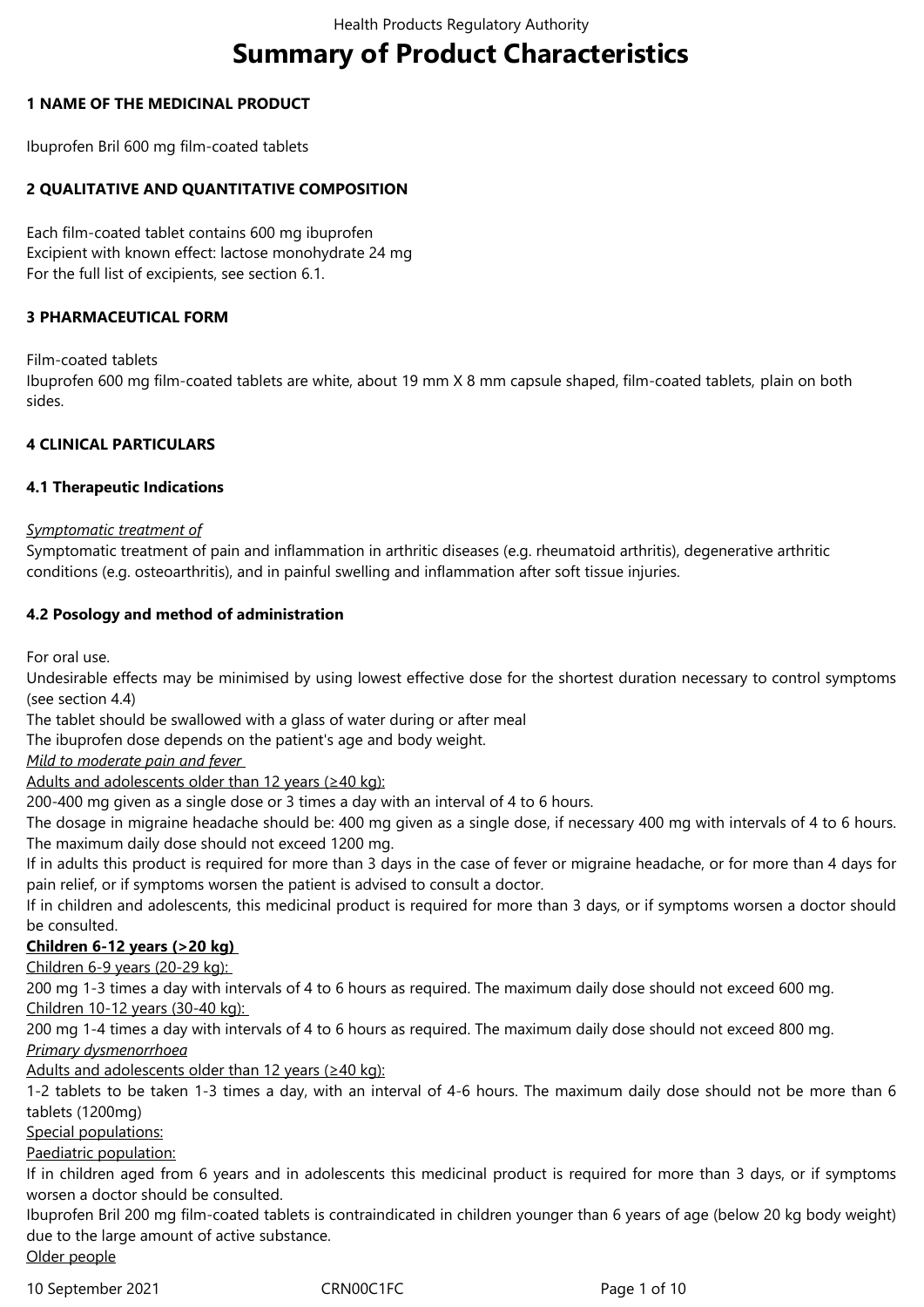# Summary of Product Characteristics

## 1 NAME OF THE MEDICINAL PRODUCT

Ibuprofen Bril 600 mg film-coated tablets

## 2 QUALITATIVE AND QUANTITATIVE COMPOSITION

Each film-coated tablet contains 600 mg ibuprofen
Excipient with known effect: lactose monohydrate 24 mg
For the full list of excipients, see section 6.1.

## 3 PHARMACEUTICAL FORM

Film-coated tablets
Ibuprofen 600 mg film-coated tablets are white, about 19 mm X 8 mm capsule shaped, film-coated tablets, plain on both sides.

## 4 CLINICAL PARTICULARS

### 4.1 Therapeutic Indications

*Symptomatic treatment of*
Symptomatic treatment of pain and inflammation in arthritic diseases (e.g. rheumatoid arthritis), degenerative arthritic conditions (e.g. osteoarthritis), and in painful swelling and inflammation after soft tissue injuries.

### 4.2 Posology and method of administration

For oral use.
Undesirable effects may be minimised by using lowest effective dose for the shortest duration necessary to control symptoms (see section 4.4)
The tablet should be swallowed with a glass of water during or after meal
The ibuprofen dose depends on the patient's age and body weight.
*Mild to moderate pain and fever*
Adults and adolescents older than 12 years (≥40 kg):
200-400 mg given as a single dose or 3 times a day with an interval of 4 to 6 hours.
The dosage in migraine headache should be: 400 mg given as a single dose, if necessary 400 mg with intervals of 4 to 6 hours. The maximum daily dose should not exceed 1200 mg.
If in adults this product is required for more than 3 days in the case of fever or migraine headache, or for more than 4 days for pain relief, or if symptoms worsen the patient is advised to consult a doctor.
If in children and adolescents, this medicinal product is required for more than 3 days, or if symptoms worsen a doctor should be consulted.
**Children 6-12 years (>20 kg)**
Children 6-9 years (20-29 kg):
200 mg 1-3 times a day with intervals of 4 to 6 hours as required. The maximum daily dose should not exceed 600 mg.
Children 10-12 years (30-40 kg):
200 mg 1-4 times a day with intervals of 4 to 6 hours as required. The maximum daily dose should not exceed 800 mg.
*Primary dysmenorrhoea*
Adults and adolescents older than 12 years (≥40 kg):
1-2 tablets to be taken 1-3 times a day, with an interval of 4-6 hours. The maximum daily dose should not be more than 6 tablets (1200mg)
Special populations:
Paediatric population:
If in children aged from 6 years and in adolescents this medicinal product is required for more than 3 days, or if symptoms worsen a doctor should be consulted.
Ibuprofen Bril 200 mg film-coated tablets is contraindicated in children younger than 6 years of age (below 20 kg body weight) due to the large amount of active substance.
Older people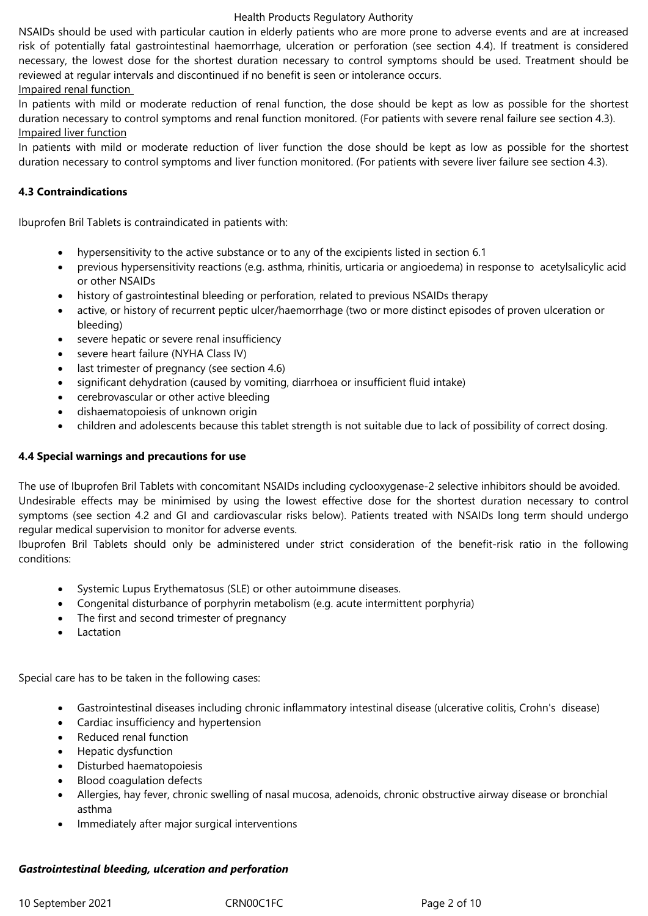NSAIDs should be used with particular caution in elderly patients who are more prone to adverse events and are at increased risk of potentially fatal gastrointestinal haemorrhage, ulceration or perforation (see section 4.4). If treatment is considered necessary, the lowest dose for the shortest duration necessary to control symptoms should be used. Treatment should be reviewed at regular intervals and discontinued if no benefit is seen or intolerance occurs.

Impaired renal function

In patients with mild or moderate reduction of renal function, the dose should be kept as low as possible for the shortest duration necessary to control symptoms and renal function monitored. (For patients with severe renal failure see section 4.3).

Impaired liver function

In patients with mild or moderate reduction of liver function the dose should be kept as low as possible for the shortest duration necessary to control symptoms and liver function monitored. (For patients with severe liver failure see section 4.3).

**4.3 Contraindications**

Ibuprofen Bril Tablets is contraindicated in patients with:

- hypersensitivity to the active substance or to any of the excipients listed in section 6.1
- previous hypersensitivity reactions (e.g. asthma, rhinitis, urticaria or angioedema) in response to acetylsalicylic acid or other NSAIDs
- history of gastrointestinal bleeding or perforation, related to previous NSAIDs therapy
- active, or history of recurrent peptic ulcer/haemorrhage (two or more distinct episodes of proven ulceration or bleeding)
- severe hepatic or severe renal insufficiency
- severe heart failure (NYHA Class IV)
- last trimester of pregnancy (see section 4.6)
- significant dehydration (caused by vomiting, diarrhoea or insufficient fluid intake)
- cerebrovascular or other active bleeding
- dishaematopoiesis of unknown origin
- children and adolescents because this tablet strength is not suitable due to lack of possibility of correct dosing.

**4.4 Special warnings and precautions for use**

The use of Ibuprofen Bril Tablets with concomitant NSAIDs including cyclooxygenase-2 selective inhibitors should be avoided.

Undesirable effects may be minimised by using the lowest effective dose for the shortest duration necessary to control symptoms (see section 4.2 and GI and cardiovascular risks below). Patients treated with NSAIDs long term should undergo regular medical supervision to monitor for adverse events.

Ibuprofen Bril Tablets should only be administered under strict consideration of the benefit-risk ratio in the following conditions:

- Systemic Lupus Erythematosus (SLE) or other autoimmune diseases.
- Congenital disturbance of porphyrin metabolism (e.g. acute intermittent porphyria)
- The first and second trimester of pregnancy
- Lactation

Special care has to be taken in the following cases:

- Gastrointestinal diseases including chronic inflammatory intestinal disease (ulcerative colitis, Crohn's disease)
- Cardiac insufficiency and hypertension
- Reduced renal function
- Hepatic dysfunction
- Disturbed haematopoiesis
- Blood coagulation defects
- Allergies, hay fever, chronic swelling of nasal mucosa, adenoids, chronic obstructive airway disease or bronchial asthma
- Immediately after major surgical interventions

***Gastrointestinal bleeding, ulceration and perforation***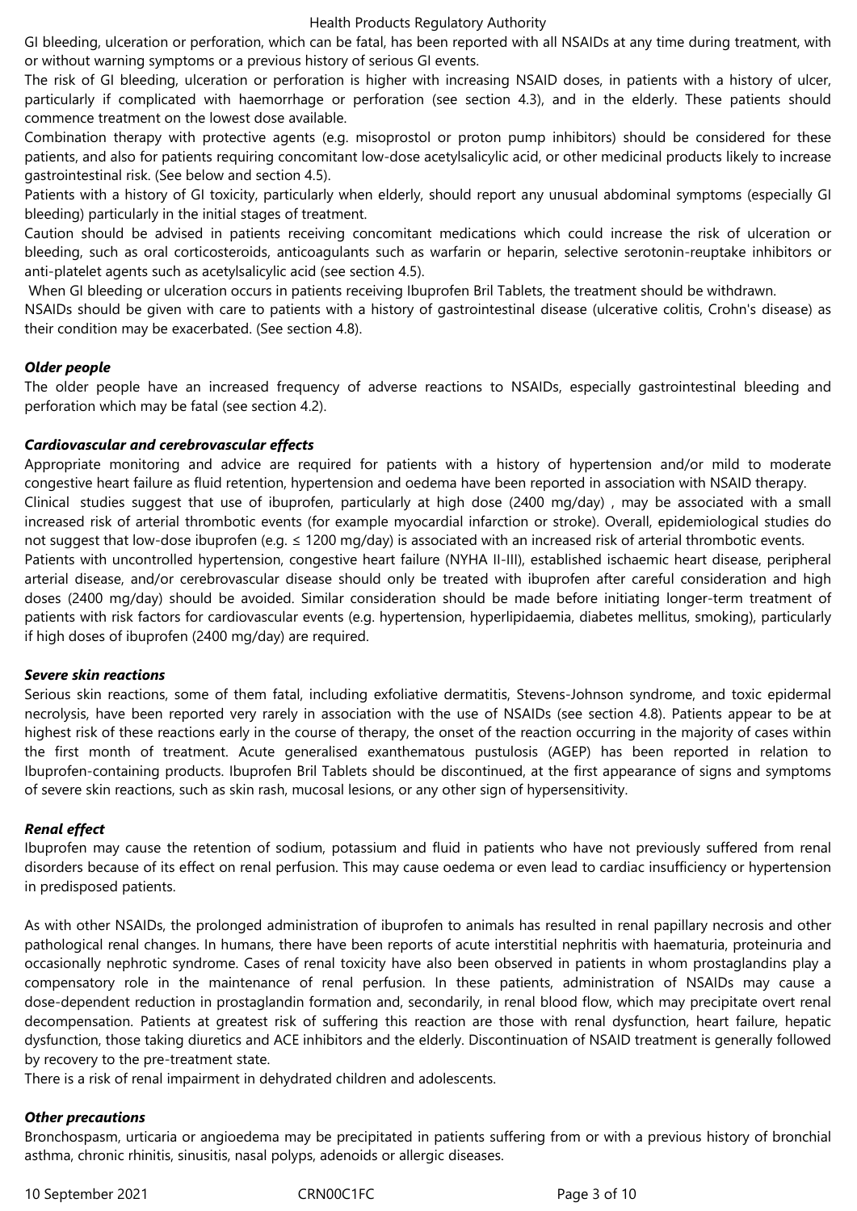GI bleeding, ulceration or perforation, which can be fatal, has been reported with all NSAIDs at any time during treatment, with or without warning symptoms or a previous history of serious GI events.

The risk of GI bleeding, ulceration or perforation is higher with increasing NSAID doses, in patients with a history of ulcer, particularly if complicated with haemorrhage or perforation (see section 4.3), and in the elderly. These patients should commence treatment on the lowest dose available.

Combination therapy with protective agents (e.g. misoprostol or proton pump inhibitors) should be considered for these patients, and also for patients requiring concomitant low-dose acetylsalicylic acid, or other medicinal products likely to increase gastrointestinal risk. (See below and section 4.5).

Patients with a history of GI toxicity, particularly when elderly, should report any unusual abdominal symptoms (especially GI bleeding) particularly in the initial stages of treatment.

Caution should be advised in patients receiving concomitant medications which could increase the risk of ulceration or bleeding, such as oral corticosteroids, anticoagulants such as warfarin or heparin, selective serotonin-reuptake inhibitors or anti-platelet agents such as acetylsalicylic acid (see section 4.5).

When GI bleeding or ulceration occurs in patients receiving Ibuprofen Bril Tablets, the treatment should be withdrawn.

NSAIDs should be given with care to patients with a history of gastrointestinal disease (ulcerative colitis, Crohn's disease) as their condition may be exacerbated. (See section 4.8).

***Older people***

The older people have an increased frequency of adverse reactions to NSAIDs, especially gastrointestinal bleeding and perforation which may be fatal (see section 4.2).

***Cardiovascular and cerebrovascular effects***

Appropriate monitoring and advice are required for patients with a history of hypertension and/or mild to moderate congestive heart failure as fluid retention, hypertension and oedema have been reported in association with NSAID therapy.

Clinical studies suggest that use of ibuprofen, particularly at high dose (2400 mg/day) , may be associated with a small increased risk of arterial thrombotic events (for example myocardial infarction or stroke). Overall, epidemiological studies do not suggest that low-dose ibuprofen (e.g. ≤ 1200 mg/day) is associated with an increased risk of arterial thrombotic events.

Patients with uncontrolled hypertension, congestive heart failure (NYHA II-III), established ischaemic heart disease, peripheral arterial disease, and/or cerebrovascular disease should only be treated with ibuprofen after careful consideration and high doses (2400 mg/day) should be avoided. Similar consideration should be made before initiating longer-term treatment of patients with risk factors for cardiovascular events (e.g. hypertension, hyperlipidaemia, diabetes mellitus, smoking), particularly if high doses of ibuprofen (2400 mg/day) are required.

***Severe skin reactions***

Serious skin reactions, some of them fatal, including exfoliative dermatitis, Stevens-Johnson syndrome, and toxic epidermal necrolysis, have been reported very rarely in association with the use of NSAIDs (see section 4.8). Patients appear to be at highest risk of these reactions early in the course of therapy, the onset of the reaction occurring in the majority of cases within the first month of treatment. Acute generalised exanthematous pustulosis (AGEP) has been reported in relation to Ibuprofen-containing products. Ibuprofen Bril Tablets should be discontinued, at the first appearance of signs and symptoms of severe skin reactions, such as skin rash, mucosal lesions, or any other sign of hypersensitivity.

***Renal effect***

Ibuprofen may cause the retention of sodium, potassium and fluid in patients who have not previously suffered from renal disorders because of its effect on renal perfusion. This may cause oedema or even lead to cardiac insufficiency or hypertension in predisposed patients.

As with other NSAIDs, the prolonged administration of ibuprofen to animals has resulted in renal papillary necrosis and other pathological renal changes. In humans, there have been reports of acute interstitial nephritis with haematuria, proteinuria and occasionally nephrotic syndrome. Cases of renal toxicity have also been observed in patients in whom prostaglandins play a compensatory role in the maintenance of renal perfusion. In these patients, administration of NSAIDs may cause a dose-dependent reduction in prostaglandin formation and, secondarily, in renal blood flow, which may precipitate overt renal decompensation. Patients at greatest risk of suffering this reaction are those with renal dysfunction, heart failure, hepatic dysfunction, those taking diuretics and ACE inhibitors and the elderly. Discontinuation of NSAID treatment is generally followed by recovery to the pre-treatment state.

There is a risk of renal impairment in dehydrated children and adolescents.

***Other precautions***

Bronchospasm, urticaria or angioedema may be precipitated in patients suffering from or with a previous history of bronchial asthma, chronic rhinitis, sinusitis, nasal polyps, adenoids or allergic diseases.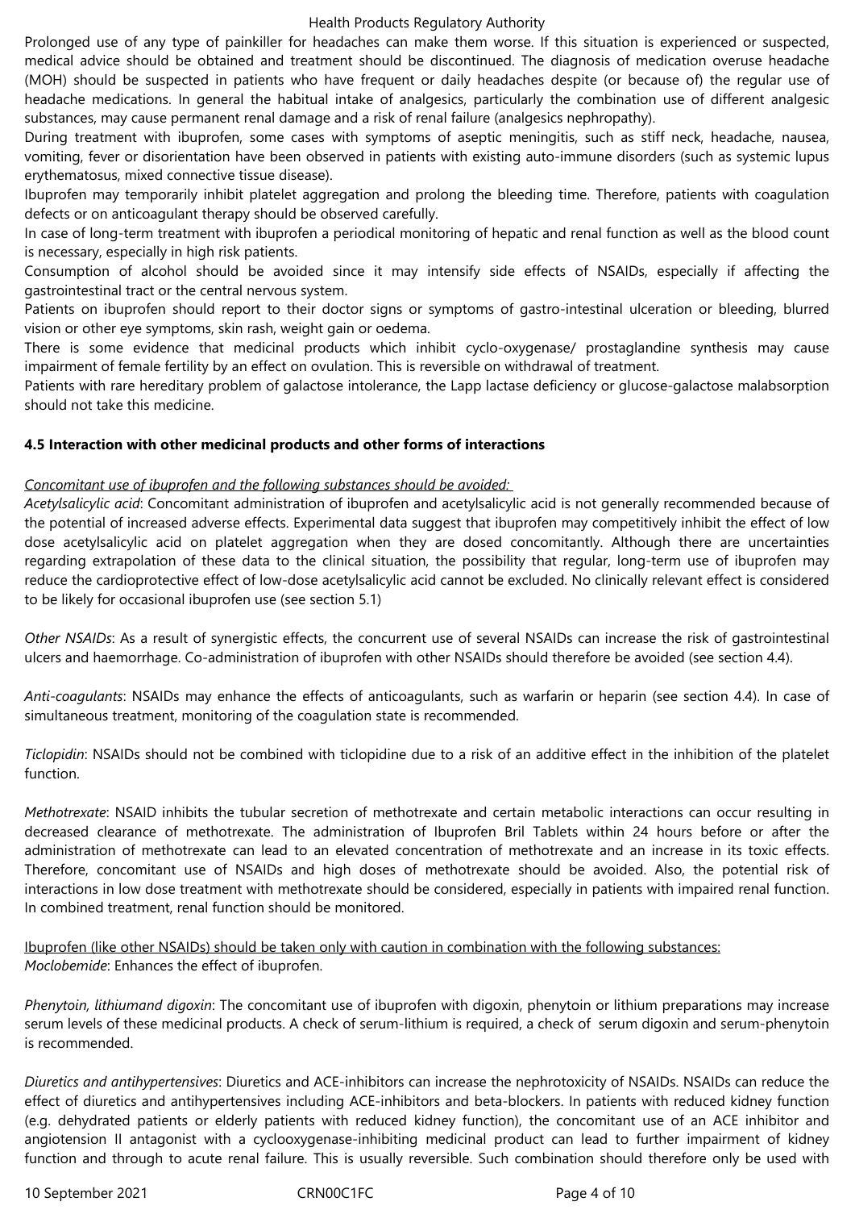Prolonged use of any type of painkiller for headaches can make them worse. If this situation is experienced or suspected, medical advice should be obtained and treatment should be discontinued. The diagnosis of medication overuse headache (MOH) should be suspected in patients who have frequent or daily headaches despite (or because of) the regular use of headache medications. In general the habitual intake of analgesics, particularly the combination use of different analgesic substances, may cause permanent renal damage and a risk of renal failure (analgesics nephropathy).

During treatment with ibuprofen, some cases with symptoms of aseptic meningitis, such as stiff neck, headache, nausea, vomiting, fever or disorientation have been observed in patients with existing auto-immune disorders (such as systemic lupus erythematosus, mixed connective tissue disease).

Ibuprofen may temporarily inhibit platelet aggregation and prolong the bleeding time. Therefore, patients with coagulation defects or on anticoagulant therapy should be observed carefully.

In case of long-term treatment with ibuprofen a periodical monitoring of hepatic and renal function as well as the blood count is necessary, especially in high risk patients.

Consumption of alcohol should be avoided since it may intensify side effects of NSAIDs, especially if affecting the gastrointestinal tract or the central nervous system.

Patients on ibuprofen should report to their doctor signs or symptoms of gastro-intestinal ulceration or bleeding, blurred vision or other eye symptoms, skin rash, weight gain or oedema.

There is some evidence that medicinal products which inhibit cyclo-oxygenase/ prostaglandine synthesis may cause impairment of female fertility by an effect on ovulation. This is reversible on withdrawal of treatment.

Patients with rare hereditary problem of galactose intolerance, the Lapp lactase deficiency or glucose-galactose malabsorption should not take this medicine.

**4.5 Interaction with other medicinal products and other forms of interactions**

*Concomitant use of ibuprofen and the following substances should be avoided:*

*Acetylsalicylic acid*: Concomitant administration of ibuprofen and acetylsalicylic acid is not generally recommended because of the potential of increased adverse effects. Experimental data suggest that ibuprofen may competitively inhibit the effect of low dose acetylsalicylic acid on platelet aggregation when they are dosed concomitantly. Although there are uncertainties regarding extrapolation of these data to the clinical situation, the possibility that regular, long-term use of ibuprofen may reduce the cardioprotective effect of low-dose acetylsalicylic acid cannot be excluded. No clinically relevant effect is considered to be likely for occasional ibuprofen use (see section 5.1)

*Other NSAIDs*: As a result of synergistic effects, the concurrent use of several NSAIDs can increase the risk of gastrointestinal ulcers and haemorrhage. Co-administration of ibuprofen with other NSAIDs should therefore be avoided (see section 4.4).

*Anti-coagulants*: NSAIDs may enhance the effects of anticoagulants, such as warfarin or heparin (see section 4.4). In case of simultaneous treatment, monitoring of the coagulation state is recommended.

*Ticlopidin*: NSAIDs should not be combined with ticlopidine due to a risk of an additive effect in the inhibition of the platelet function.

*Methotrexate*: NSAID inhibits the tubular secretion of methotrexate and certain metabolic interactions can occur resulting in decreased clearance of methotrexate. The administration of Ibuprofen Bril Tablets within 24 hours before or after the administration of methotrexate can lead to an elevated concentration of methotrexate and an increase in its toxic effects. Therefore, concomitant use of NSAIDs and high doses of methotrexate should be avoided. Also, the potential risk of interactions in low dose treatment with methotrexate should be considered, especially in patients with impaired renal function. In combined treatment, renal function should be monitored.

Ibuprofen (like other NSAIDs) should be taken only with caution in combination with the following substances:

*Moclobemide*: Enhances the effect of ibuprofen.

*Phenytoin, lithiumand digoxin*: The concomitant use of ibuprofen with digoxin, phenytoin or lithium preparations may increase serum levels of these medicinal products. A check of serum-lithium is required, a check of serum digoxin and serum-phenytoin is recommended.

*Diuretics and antihypertensives*: Diuretics and ACE-inhibitors can increase the nephrotoxicity of NSAIDs. NSAIDs can reduce the effect of diuretics and antihypertensives including ACE-inhibitors and beta-blockers. In patients with reduced kidney function (e.g. dehydrated patients or elderly patients with reduced kidney function), the concomitant use of an ACE inhibitor and angiotension II antagonist with a cyclooxygenase-inhibiting medicinal product can lead to further impairment of kidney function and through to acute renal failure. This is usually reversible. Such combination should therefore only be used with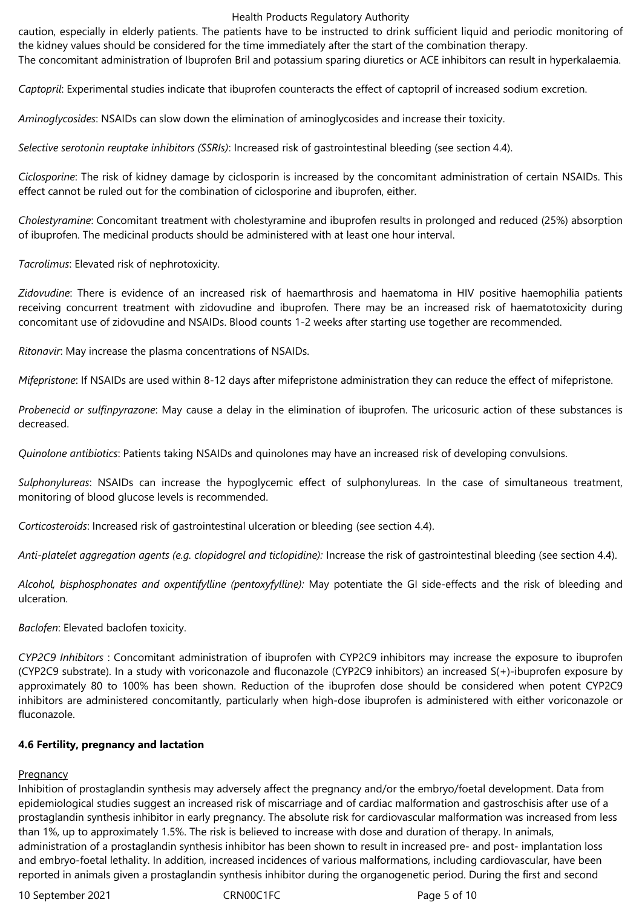caution, especially in elderly patients. The patients have to be instructed to drink sufficient liquid and periodic monitoring of the kidney values should be considered for the time immediately after the start of the combination therapy.
The concomitant administration of Ibuprofen Bril and potassium sparing diuretics or ACE inhibitors can result in hyperkalaemia.

*Captopril*: Experimental studies indicate that ibuprofen counteracts the effect of captopril of increased sodium excretion.

*Aminoglycosides*: NSAIDs can slow down the elimination of aminoglycosides and increase their toxicity.

*Selective serotonin reuptake inhibitors (SSRIs)*: Increased risk of gastrointestinal bleeding (see section 4.4).

*Ciclosporine*: The risk of kidney damage by ciclosporin is increased by the concomitant administration of certain NSAIDs. This effect cannot be ruled out for the combination of ciclosporine and ibuprofen, either.

*Cholestyramine*: Concomitant treatment with cholestyramine and ibuprofen results in prolonged and reduced (25%) absorption of ibuprofen. The medicinal products should be administered with at least one hour interval.

*Tacrolimus*: Elevated risk of nephrotoxicity.

*Zidovudine*: There is evidence of an increased risk of haemarthrosis and haematoma in HIV positive haemophilia patients receiving concurrent treatment with zidovudine and ibuprofen. There may be an increased risk of haematotoxicity during concomitant use of zidovudine and NSAIDs. Blood counts 1-2 weeks after starting use together are recommended.

*Ritonavir*: May increase the plasma concentrations of NSAIDs.

*Mifepristone*: If NSAIDs are used within 8-12 days after mifepristone administration they can reduce the effect of mifepristone.

*Probenecid or sulfinpyrazone*: May cause a delay in the elimination of ibuprofen. The uricosuric action of these substances is decreased.

*Quinolone antibiotics*: Patients taking NSAIDs and quinolones may have an increased risk of developing convulsions.

*Sulphonylureas*: NSAIDs can increase the hypoglycemic effect of sulphonylureas. In the case of simultaneous treatment, monitoring of blood glucose levels is recommended.

*Corticosteroids*: Increased risk of gastrointestinal ulceration or bleeding (see section 4.4).

*Anti-platelet aggregation agents (e.g. clopidogrel and ticlopidine):* Increase the risk of gastrointestinal bleeding (see section 4.4).

*Alcohol, bisphosphonates and oxpentifylline (pentoxyfylline):* May potentiate the GI side-effects and the risk of bleeding and ulceration.

*Baclofen*: Elevated baclofen toxicity.

*CYP2C9 Inhibitors* : Concomitant administration of ibuprofen with CYP2C9 inhibitors may increase the exposure to ibuprofen (CYP2C9 substrate). In a study with voriconazole and fluconazole (CYP2C9 inhibitors) an increased S(+)-ibuprofen exposure by approximately 80 to 100% has been shown. Reduction of the ibuprofen dose should be considered when potent CYP2C9 inhibitors are administered concomitantly, particularly when high-dose ibuprofen is administered with either voriconazole or fluconazole.

**4.6 Fertility, pregnancy and lactation**

Pregnancy
Inhibition of prostaglandin synthesis may adversely affect the pregnancy and/or the embryo/foetal development. Data from epidemiological studies suggest an increased risk of miscarriage and of cardiac malformation and gastroschisis after use of a prostaglandin synthesis inhibitor in early pregnancy. The absolute risk for cardiovascular malformation was increased from less than 1%, up to approximately 1.5%. The risk is believed to increase with dose and duration of therapy. In animals, administration of a prostaglandin synthesis inhibitor has been shown to result in increased pre- and post- implantation loss and embryo-foetal lethality. In addition, increased incidences of various malformations, including cardiovascular, have been reported in animals given a prostaglandin synthesis inhibitor during the organogenetic period. During the first and second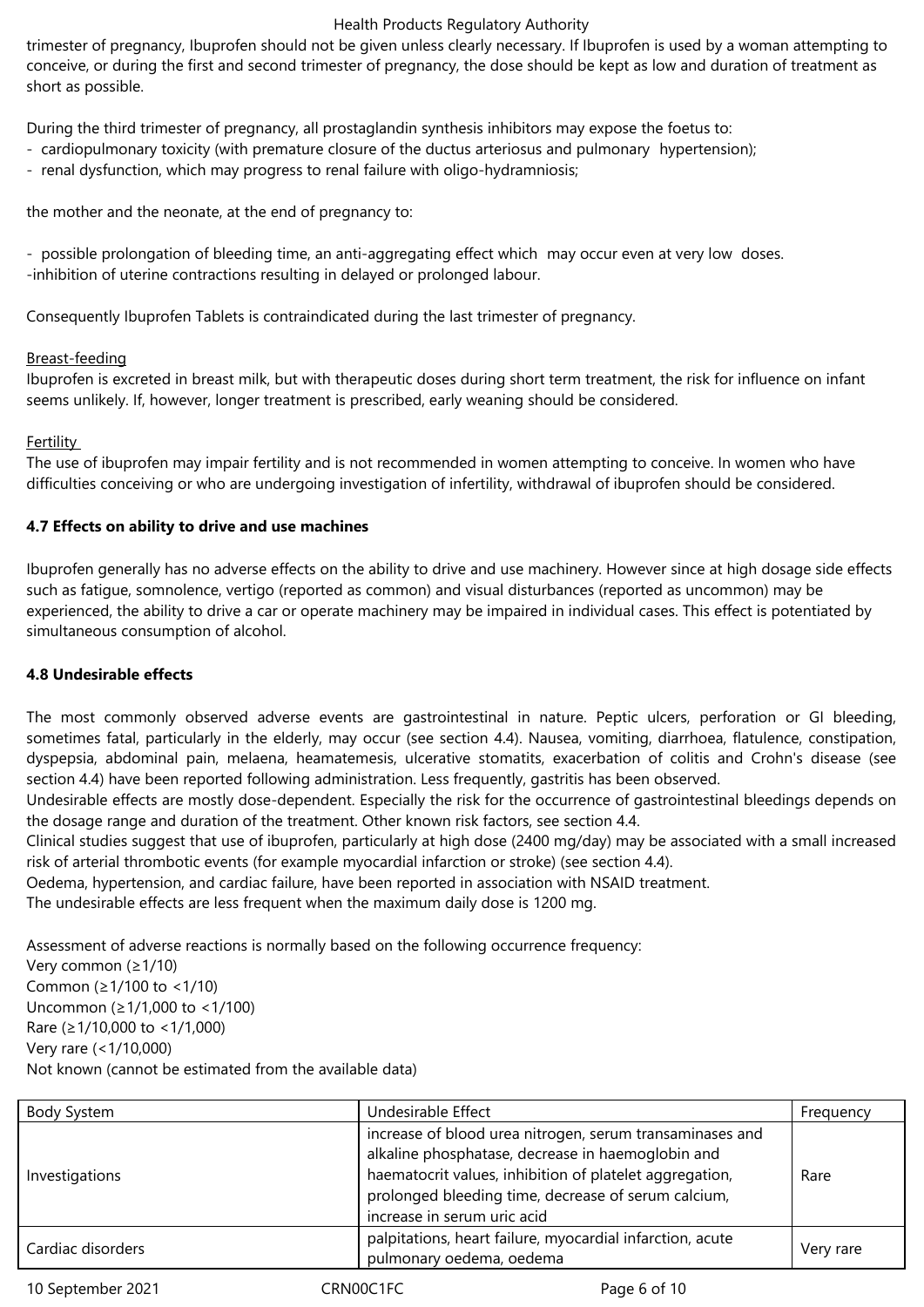trimester of pregnancy, Ibuprofen should not be given unless clearly necessary. If Ibuprofen is used by a woman attempting to conceive, or during the first and second trimester of pregnancy, the dose should be kept as low and duration of treatment as short as possible.

During the third trimester of pregnancy, all prostaglandin synthesis inhibitors may expose the foetus to:
- cardiopulmonary toxicity (with premature closure of the ductus arteriosus and pulmonary hypertension);
- renal dysfunction, which may progress to renal failure with oligo-hydramniosis;

the mother and the neonate, at the end of pregnancy to:

- possible prolongation of bleeding time, an anti-aggregating effect which may occur even at very low doses.
- inhibition of uterine contractions resulting in delayed or prolonged labour.

Consequently Ibuprofen Tablets is contraindicated during the last trimester of pregnancy.

Breast-feeding
Ibuprofen is excreted in breast milk, but with therapeutic doses during short term treatment, the risk for influence on infant seems unlikely. If, however, longer treatment is prescribed, early weaning should be considered.

Fertility
The use of ibuprofen may impair fertility and is not recommended in women attempting to conceive. In women who have difficulties conceiving or who are undergoing investigation of infertility, withdrawal of ibuprofen should be considered.

**4.7 Effects on ability to drive and use machines**

Ibuprofen generally has no adverse effects on the ability to drive and use machinery. However since at high dosage side effects such as fatigue, somnolence, vertigo (reported as common) and visual disturbances (reported as uncommon) may be experienced, the ability to drive a car or operate machinery may be impaired in individual cases. This effect is potentiated by simultaneous consumption of alcohol.

**4.8 Undesirable effects**

The most commonly observed adverse events are gastrointestinal in nature. Peptic ulcers, perforation or GI bleeding, sometimes fatal, particularly in the elderly, may occur (see section 4.4). Nausea, vomiting, diarrhoea, flatulence, constipation, dyspepsia, abdominal pain, melaena, heamatemesis, ulcerative stomatits, exacerbation of colitis and Crohn's disease (see section 4.4) have been reported following administration. Less frequently, gastritis has been observed.
Undesirable effects are mostly dose-dependent. Especially the risk for the occurrence of gastrointestinal bleedings depends on the dosage range and duration of the treatment. Other known risk factors, see section 4.4.
Clinical studies suggest that use of ibuprofen, particularly at high dose (2400 mg/day) may be associated with a small increased risk of arterial thrombotic events (for example myocardial infarction or stroke) (see section 4.4).
Oedema, hypertension, and cardiac failure, have been reported in association with NSAID treatment.
The undesirable effects are less frequent when the maximum daily dose is 1200 mg.

Assessment of adverse reactions is normally based on the following occurrence frequency:
Very common (≥1/10)
Common (≥1/100 to <1/10)
Uncommon (≥1/1,000 to <1/100)
Rare (≥1/10,000 to <1/1,000)
Very rare (<1/10,000)
Not known (cannot be estimated from the available data)

| Body System | Undesirable Effect | Frequency |
|---|---|---|
| Investigations | increase of blood urea nitrogen, serum transaminases and alkaline phosphatase, decrease in haemoglobin and haematocrit values, inhibition of platelet aggregation, prolonged bleeding time, decrease of serum calcium, increase in serum uric acid | Rare |
| Cardiac disorders | palpitations, heart failure, myocardial infarction, acute pulmonary oedema, oedema | Very rare |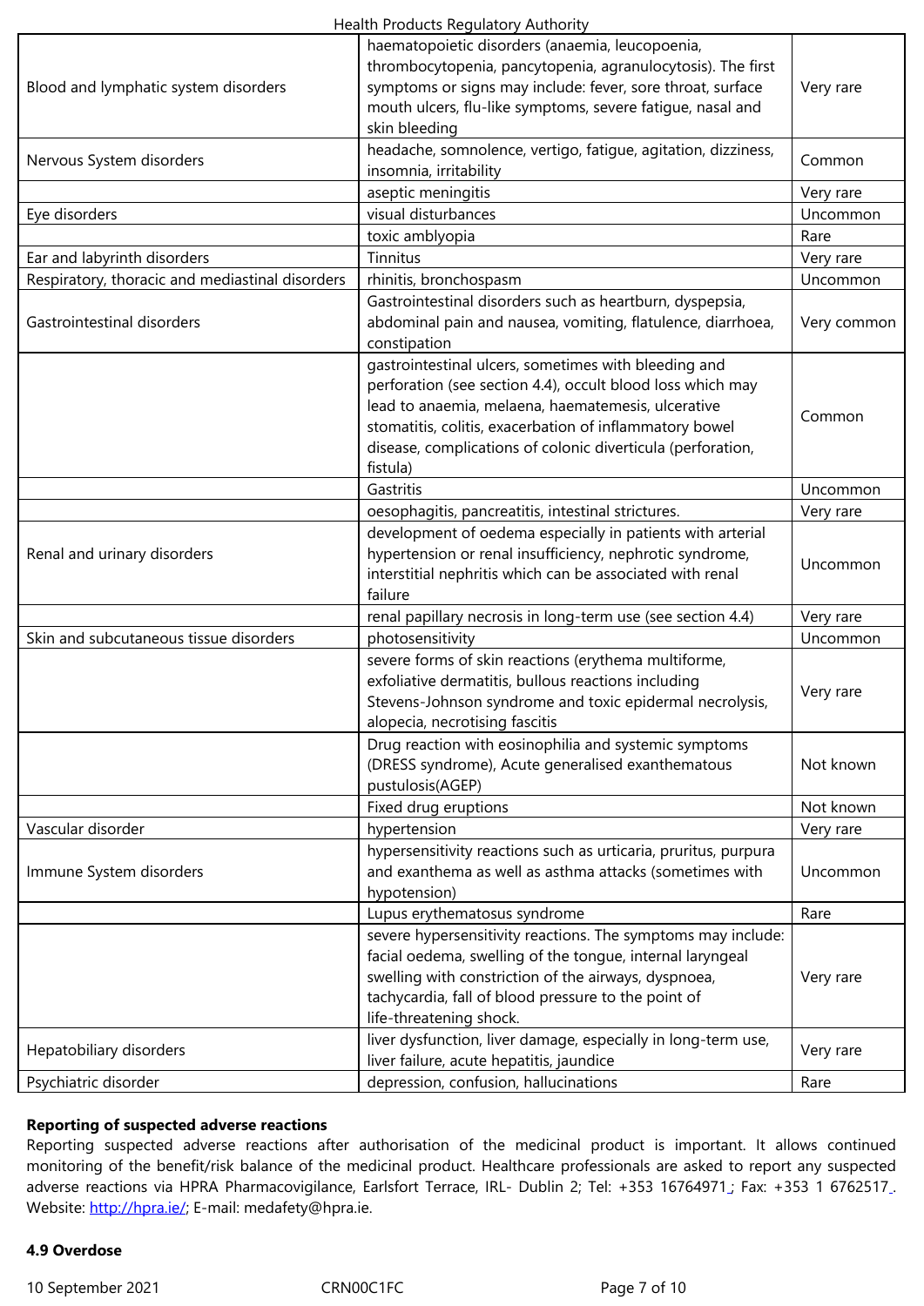| | | |
|---|---|---|
| Blood and lymphatic system disorders | haematopoietic disorders (anaemia, leucopoenia, thrombocytopenia, pancytopenia, agranulocytosis). The first symptoms or signs may include: fever, sore throat, surface mouth ulcers, flu-like symptoms, severe fatigue, nasal and skin bleeding | Very rare |
| Nervous System disorders | headache, somnolence, vertigo, fatigue, agitation, dizziness, insomnia, irritability | Common |
| | aseptic meningitis | Very rare |
| Eye disorders | visual disturbances | Uncommon |
| | toxic amblyopia | Rare |
| Ear and labyrinth disorders | Tinnitus | Very rare |
| Respiratory, thoracic and mediastinal disorders | rhinitis, bronchospasm | Uncommon |
| Gastrointestinal disorders | Gastrointestinal disorders such as heartburn, dyspepsia, abdominal pain and nausea, vomiting, flatulence, diarrhoea, constipation | Very common |
| | gastrointestinal ulcers, sometimes with bleeding and perforation (see section 4.4), occult blood loss which may lead to anaemia, melaena, haematemesis, ulcerative stomatitis, colitis, exacerbation of inflammatory bowel disease, complications of colonic diverticula (perforation, fistula) | Common |
| | Gastritis | Uncommon |
| | oesophagitis, pancreatitis, intestinal strictures. | Very rare |
| Renal and urinary disorders | development of oedema especially in patients with arterial hypertension or renal insufficiency, nephrotic syndrome, interstitial nephritis which can be associated with renal failure | Uncommon |
| | renal papillary necrosis in long-term use (see section 4.4) | Very rare |
| Skin and subcutaneous tissue disorders | photosensitivity | Uncommon |
| | severe forms of skin reactions (erythema multiforme, exfoliative dermatitis, bullous reactions including Stevens-Johnson syndrome and toxic epidermal necrolysis, alopecia, necrotising fascitis | Very rare |
| | Drug reaction with eosinophilia and systemic symptoms (DRESS syndrome), Acute generalised exanthematous pustulosis(AGEP) | Not known |
| | Fixed drug eruptions | Not known |
| Vascular disorder | hypertension | Very rare |
| Immune System disorders | hypersensitivity reactions such as urticaria, pruritus, purpura and exanthema as well as asthma attacks (sometimes with hypotension) | Uncommon |
| | Lupus erythematosus syndrome | Rare |
| | severe hypersensitivity reactions. The symptoms may include: facial oedema, swelling of the tongue, internal laryngeal swelling with constriction of the airways, dyspnoea, tachycardia, fall of blood pressure to the point of life-threatening shock. | Very rare |
| Hepatobiliary disorders | liver dysfunction, liver damage, especially in long-term use, liver failure, acute hepatitis, jaundice | Very rare |
| Psychiatric disorder | depression, confusion, hallucinations | Rare |

**Reporting of suspected adverse reactions**

Reporting suspected adverse reactions after authorisation of the medicinal product is important. It allows continued monitoring of the benefit/risk balance of the medicinal product. Healthcare professionals are asked to report any suspected adverse reactions via HPRA Pharmacovigilance, Earlsfort Terrace, IRL- Dublin 2; Tel: +353 16764971; Fax: +353 1 6762517. Website: http://hpra.ie/; E-mail: medafety@hpra.ie.

**4.9 Overdose**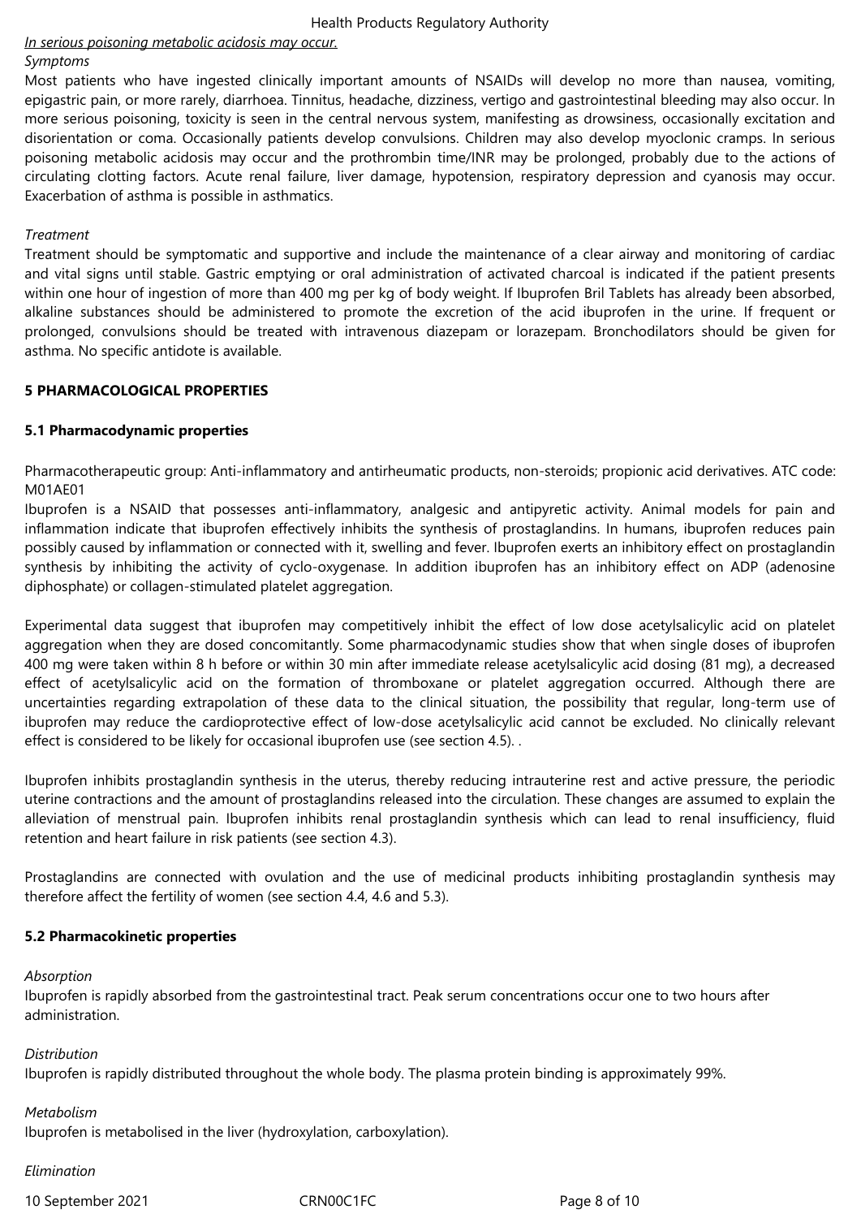*In serious poisoning metabolic acidosis may occur.*

*Symptoms*

Most patients who have ingested clinically important amounts of NSAIDs will develop no more than nausea, vomiting, epigastric pain, or more rarely, diarrhoea. Tinnitus, headache, dizziness, vertigo and gastrointestinal bleeding may also occur. In more serious poisoning, toxicity is seen in the central nervous system, manifesting as drowsiness, occasionally excitation and disorientation or coma. Occasionally patients develop convulsions. Children may also develop myoclonic cramps. In serious poisoning metabolic acidosis may occur and the prothrombin time/INR may be prolonged, probably due to the actions of circulating clotting factors. Acute renal failure, liver damage, hypotension, respiratory depression and cyanosis may occur. Exacerbation of asthma is possible in asthmatics.

*Treatment*

Treatment should be symptomatic and supportive and include the maintenance of a clear airway and monitoring of cardiac and vital signs until stable. Gastric emptying or oral administration of activated charcoal is indicated if the patient presents within one hour of ingestion of more than 400 mg per kg of body weight. If Ibuprofen Bril Tablets has already been absorbed, alkaline substances should be administered to promote the excretion of the acid ibuprofen in the urine. If frequent or prolonged, convulsions should be treated with intravenous diazepam or lorazepam. Bronchodilators should be given for asthma. No specific antidote is available.

## 5 PHARMACOLOGICAL PROPERTIES

### 5.1 Pharmacodynamic properties

Pharmacotherapeutic group: Anti-inflammatory and antirheumatic products, non-steroids; propionic acid derivatives. ATC code: M01AE01

Ibuprofen is a NSAID that possesses anti-inflammatory, analgesic and antipyretic activity. Animal models for pain and inflammation indicate that ibuprofen effectively inhibits the synthesis of prostaglandins. In humans, ibuprofen reduces pain possibly caused by inflammation or connected with it, swelling and fever. Ibuprofen exerts an inhibitory effect on prostaglandin synthesis by inhibiting the activity of cyclo-oxygenase. In addition ibuprofen has an inhibitory effect on ADP (adenosine diphosphate) or collagen-stimulated platelet aggregation.

Experimental data suggest that ibuprofen may competitively inhibit the effect of low dose acetylsalicylic acid on platelet aggregation when they are dosed concomitantly. Some pharmacodynamic studies show that when single doses of ibuprofen 400 mg were taken within 8 h before or within 30 min after immediate release acetylsalicylic acid dosing (81 mg), a decreased effect of acetylsalicylic acid on the formation of thromboxane or platelet aggregation occurred. Although there are uncertainties regarding extrapolation of these data to the clinical situation, the possibility that regular, long-term use of ibuprofen may reduce the cardioprotective effect of low-dose acetylsalicylic acid cannot be excluded. No clinically relevant effect is considered to be likely for occasional ibuprofen use (see section 4.5). .

Ibuprofen inhibits prostaglandin synthesis in the uterus, thereby reducing intrauterine rest and active pressure, the periodic uterine contractions and the amount of prostaglandins released into the circulation. These changes are assumed to explain the alleviation of menstrual pain. Ibuprofen inhibits renal prostaglandin synthesis which can lead to renal insufficiency, fluid retention and heart failure in risk patients (see section 4.3).

Prostaglandins are connected with ovulation and the use of medicinal products inhibiting prostaglandin synthesis may therefore affect the fertility of women (see section 4.4, 4.6 and 5.3).

### 5.2 Pharmacokinetic properties

*Absorption*

Ibuprofen is rapidly absorbed from the gastrointestinal tract. Peak serum concentrations occur one to two hours after administration.

*Distribution*

Ibuprofen is rapidly distributed throughout the whole body. The plasma protein binding is approximately 99%.

*Metabolism*

Ibuprofen is metabolised in the liver (hydroxylation, carboxylation).

*Elimination*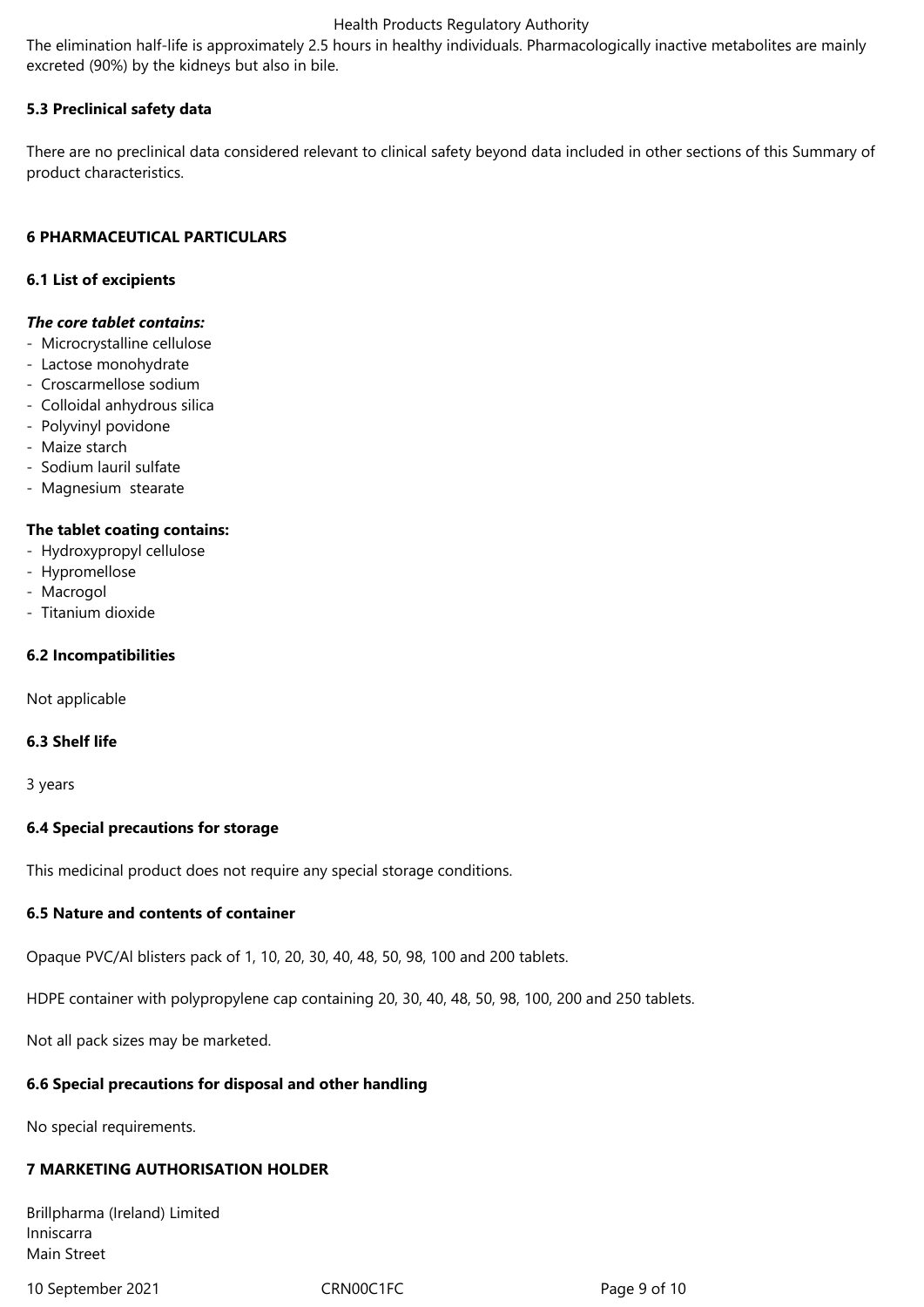The elimination half-life is approximately 2.5 hours in healthy individuals. Pharmacologically inactive metabolites are mainly excreted (90%) by the kidneys but also in bile.

### 5.3 Preclinical safety data

There are no preclinical data considered relevant to clinical safety beyond data included in other sections of this Summary of product characteristics.

## 6 PHARMACEUTICAL PARTICULARS

### 6.1 List of excipients

***The core tablet contains:***

- Microcrystalline cellulose
- Lactose monohydrate
- Croscarmellose sodium
- Colloidal anhydrous silica
- Polyvinyl povidone
- Maize starch
- Sodium lauril sulfate
- Magnesium stearate

**The tablet coating contains:**

- Hydroxypropyl cellulose
- Hypromellose
- Macrogol
- Titanium dioxide

### 6.2 Incompatibilities

Not applicable

### 6.3 Shelf life

3 years

### 6.4 Special precautions for storage

This medicinal product does not require any special storage conditions.

### 6.5 Nature and contents of container

Opaque PVC/Al blisters pack of 1, 10, 20, 30, 40, 48, 50, 98, 100 and 200 tablets.

HDPE container with polypropylene cap containing 20, 30, 40, 48, 50, 98, 100, 200 and 250 tablets.

Not all pack sizes may be marketed.

### 6.6 Special precautions for disposal and other handling

No special requirements.

## 7 MARKETING AUTHORISATION HOLDER

Brillpharma (Ireland) Limited
Inniscarra
Main Street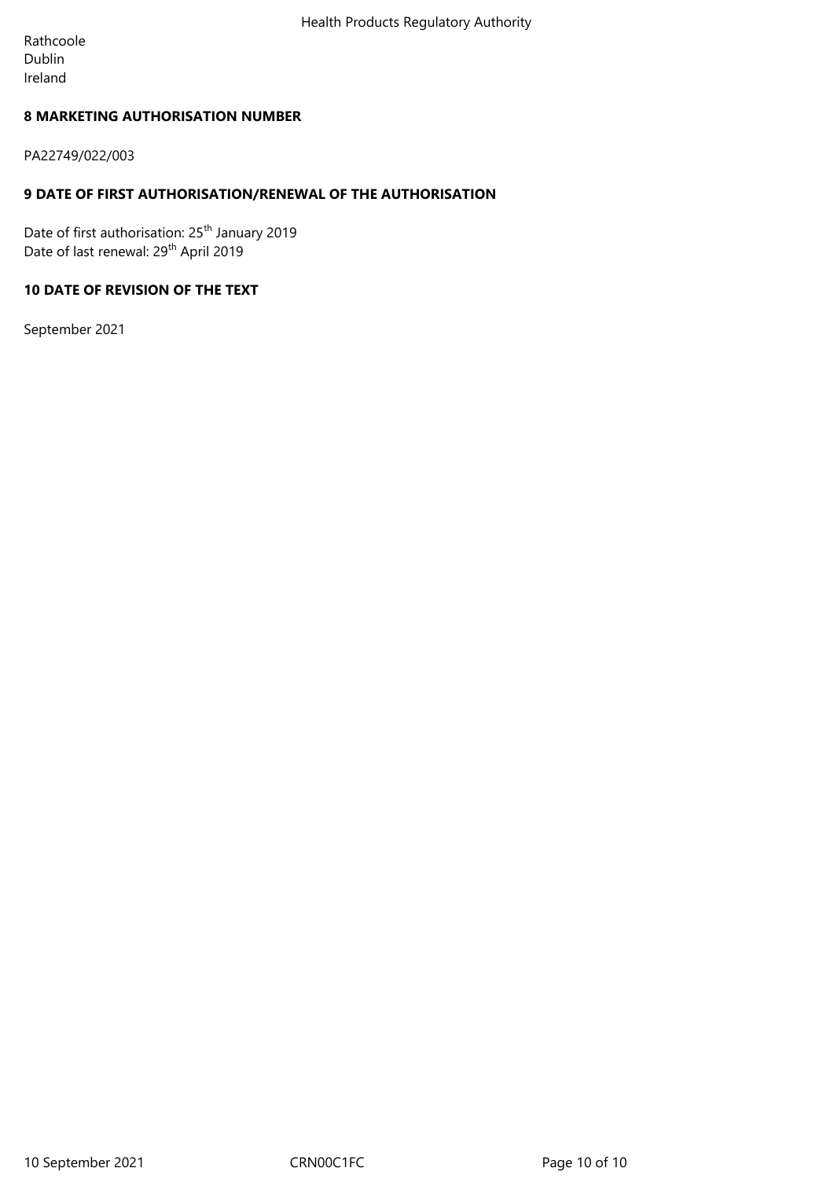Rathcoole
Dublin
Ireland

## 8 MARKETING AUTHORISATION NUMBER

PA22749/022/003

## 9 DATE OF FIRST AUTHORISATION/RENEWAL OF THE AUTHORISATION

Date of first authorisation: 25th January 2019
Date of last renewal: 29th April 2019

## 10 DATE OF REVISION OF THE TEXT

September 2021